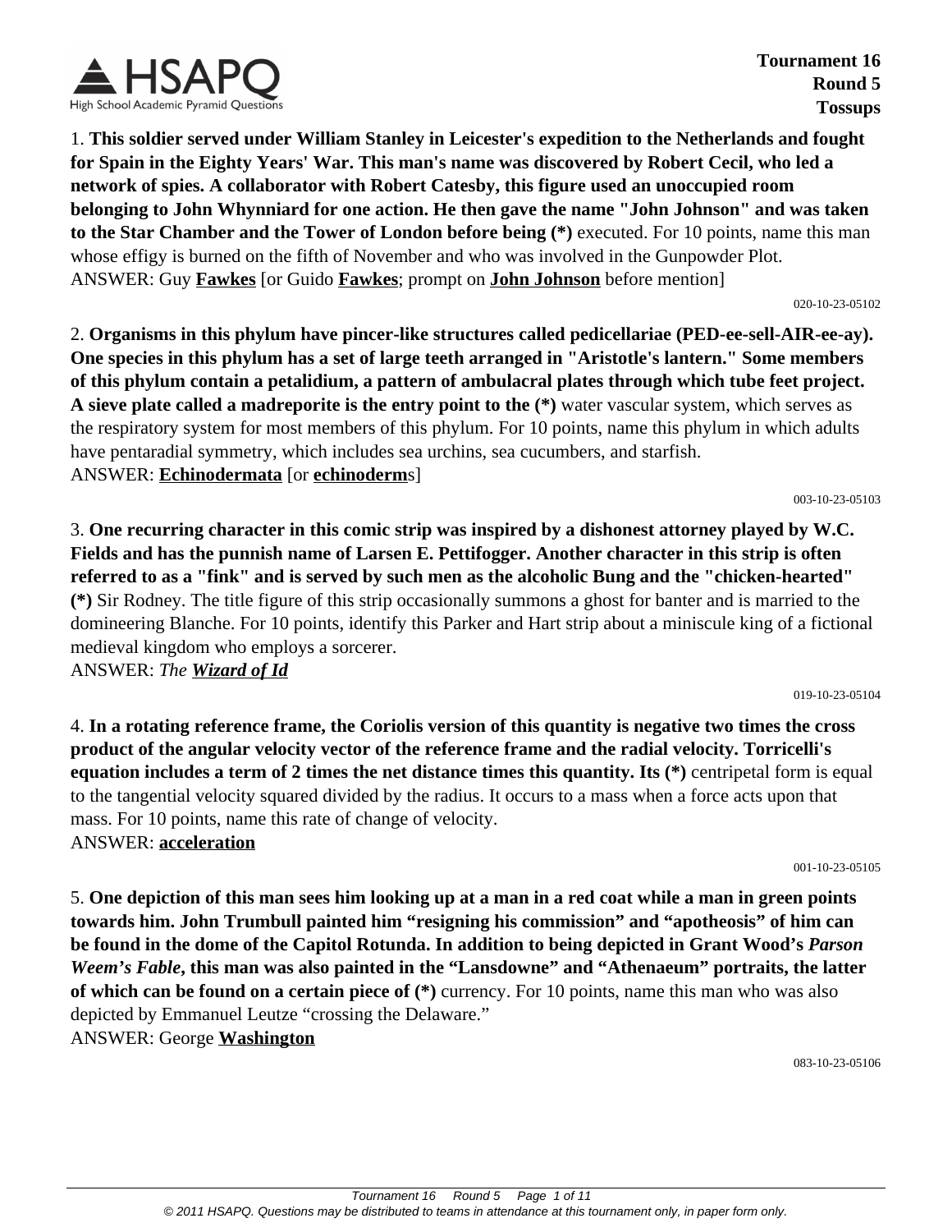Tournament 16
Round 5
Tossups

1. **This soldier served under William Stanley in Leicester's expedition to the Netherlands and fought for Spain in the Eighty Years' War. This man's name was discovered by Robert Cecil, who led a network of spies. A collaborator with Robert Catesby, this figure used an unoccupied room belonging to John Whynniard for one action. He then gave the name "John Johnson" and was taken to the Star Chamber and the Tower of London before being (*)** executed. For 10 points, name this man whose effigy is burned on the fifth of November and who was involved in the Gunpowder Plot.
ANSWER: Guy **<u>Fawkes</u>** [or Guido **<u>Fawkes</u>**; prompt on **<u>John Johnson</u>** before mention]

020-10-23-05102

2. **Organisms in this phylum have pincer-like structures called pedicellariae (PED-ee-sell-AIR-ee-ay). One species in this phylum has a set of large teeth arranged in "Aristotle's lantern." Some members of this phylum contain a petalidium, a pattern of ambulacral plates through which tube feet project. A sieve plate called a madreporite is the entry point to the (*)** water vascular system, which serves as the respiratory system for most members of this phylum. For 10 points, name this phylum in which adults have pentaradial symmetry, which includes sea urchins, sea cucumbers, and starfish.
ANSWER: **<u>Echinodermata</u>** [or **<u>echinoderm</u>**s]

003-10-23-05103

3. **One recurring character in this comic strip was inspired by a dishonest attorney played by W.C. Fields and has the punnish name of Larsen E. Pettifogger. Another character in this strip is often referred to as a "fink" and is served by such men as the alcoholic Bung and the "chicken-hearted" (*)** Sir Rodney. The title figure of this strip occasionally summons a ghost for banter and is married to the domineering Blanche. For 10 points, identify this Parker and Hart strip about a miniscule king of a fictional medieval kingdom who employs a sorcerer.
ANSWER: *The* ***<u>Wizard of Id</u>***

019-10-23-05104

4. **In a rotating reference frame, the Coriolis version of this quantity is negative two times the cross product of the angular velocity vector of the reference frame and the radial velocity. Torricelli's equation includes a term of 2 times the net distance times this quantity. Its (*)** centripetal form is equal to the tangential velocity squared divided by the radius. It occurs to a mass when a force acts upon that mass. For 10 points, name this rate of change of velocity.
ANSWER: **<u>acceleration</u>**

001-10-23-05105

5. **One depiction of this man sees him looking up at a man in a red coat while a man in green points towards him. John Trumbull painted him "resigning his commission" and "apotheosis" of him can be found in the dome of the Capitol Rotunda. In addition to being depicted in Grant Wood's *Parson Weem's Fable*, this man was also painted in the "Lansdowne" and "Athenaeum" portraits, the latter of which can be found on a certain piece of (*)** currency. For 10 points, name this man who was also depicted by Emmanuel Leutze "crossing the Delaware."
ANSWER: George **<u>Washington</u>**

083-10-23-05106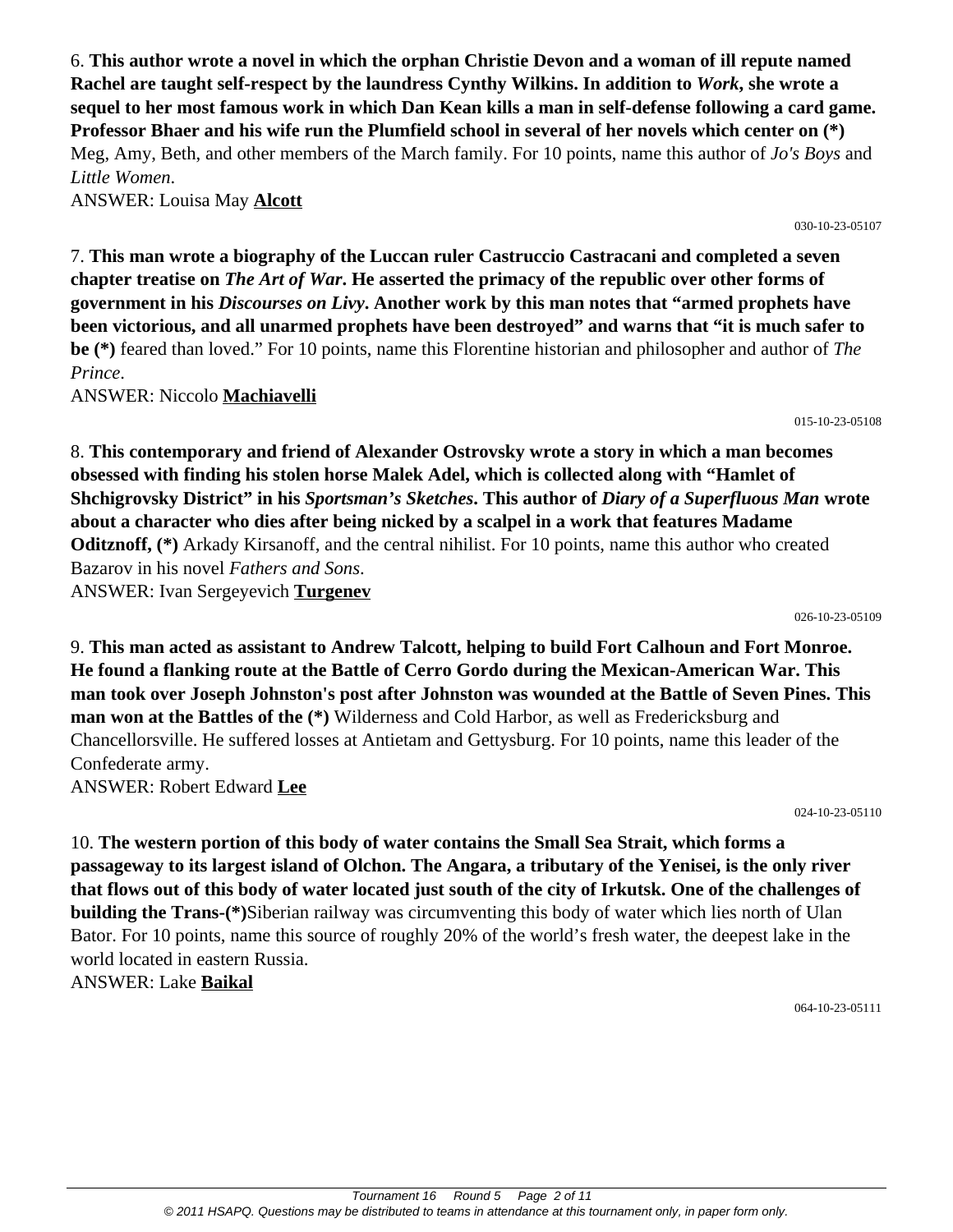6. **This author wrote a novel in which the orphan Christie Devon and a woman of ill repute named Rachel are taught self-respect by the laundress Cynthy Wilkins. In addition to *Work*, she wrote a sequel to her most famous work in which Dan Kean kills a man in self-defense following a card game. Professor Bhaer and his wife run the Plumfield school in several of her novels which center on (*)** Meg, Amy, Beth, and other members of the March family. For 10 points, name this author of *Jo's Boys* and *Little Women*.

ANSWER: Louisa May **Alcott**

030-10-23-05107

7. **This man wrote a biography of the Luccan ruler Castruccio Castracani and completed a seven chapter treatise on *The Art of War*. He asserted the primacy of the republic over other forms of government in his *Discourses on Livy*. Another work by this man notes that "armed prophets have been victorious, and all unarmed prophets have been destroyed" and warns that "it is much safer to be (*)** feared than loved." For 10 points, name this Florentine historian and philosopher and author of *The Prince*.

ANSWER: Niccolo **Machiavelli**

015-10-23-05108

8. **This contemporary and friend of Alexander Ostrovsky wrote a story in which a man becomes obsessed with finding his stolen horse Malek Adel, which is collected along with "Hamlet of Shchigrovsky District" in his *Sportsman's Sketches*. This author of *Diary of a Superfluous Man* wrote about a character who dies after being nicked by a scalpel in a work that features Madame Oditznoff, (*)** Arkady Kirsanoff, and the central nihilist. For 10 points, name this author who created Bazarov in his novel *Fathers and Sons*.

ANSWER: Ivan Sergeyevich **Turgenev**

026-10-23-05109

9. **This man acted as assistant to Andrew Talcott, helping to build Fort Calhoun and Fort Monroe. He found a flanking route at the Battle of Cerro Gordo during the Mexican-American War. This man took over Joseph Johnston's post after Johnston was wounded at the Battle of Seven Pines. This man won at the Battles of the (*)** Wilderness and Cold Harbor, as well as Fredericksburg and Chancellorsville. He suffered losses at Antietam and Gettysburg. For 10 points, name this leader of the Confederate army.

ANSWER: Robert Edward **Lee**

024-10-23-05110

10. **The western portion of this body of water contains the Small Sea Strait, which forms a passageway to its largest island of Olchon. The Angara, a tributary of the Yenisei, is the only river that flows out of this body of water located just south of the city of Irkutsk. One of the challenges of building the Trans-(*)**Siberian railway was circumventing this body of water which lies north of Ulan Bator. For 10 points, name this source of roughly 20% of the world's fresh water, the deepest lake in the world located in eastern Russia.

ANSWER: Lake **Baikal**

064-10-23-05111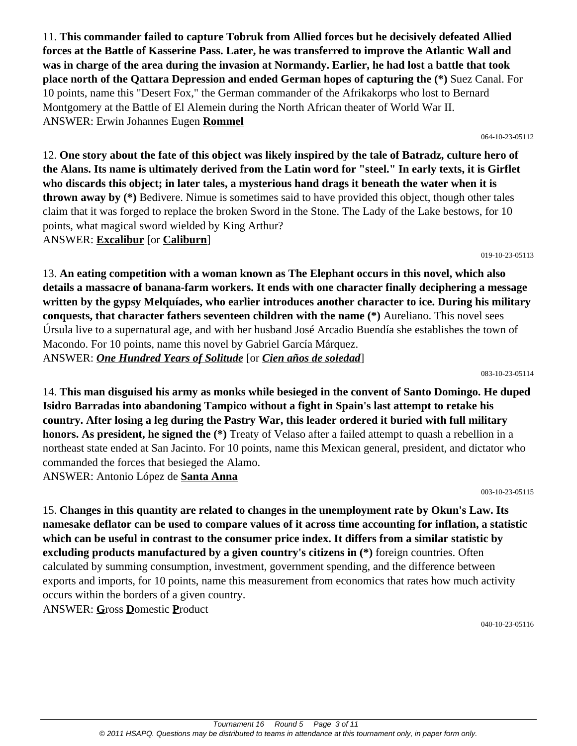11. **This commander failed to capture Tobruk from Allied forces but he decisively defeated Allied forces at the Battle of Kasserine Pass. Later, he was transferred to improve the Atlantic Wall and was in charge of the area during the invasion at Normandy. Earlier, he had lost a battle that took place north of the Qattara Depression and ended German hopes of capturing the (*)** Suez Canal. For 10 points, name this "Desert Fox," the German commander of the Afrikakorps who lost to Bernard Montgomery at the Battle of El Alemein during the North African theater of World War II.
ANSWER: Erwin Johannes Eugen **Rommel**

064-10-23-05112

12. **One story about the fate of this object was likely inspired by the tale of Batradz, culture hero of the Alans. Its name is ultimately derived from the Latin word for "steel." In early texts, it is Girflet who discards this object; in later tales, a mysterious hand drags it beneath the water when it is thrown away by (*)** Bedivere. Nimue is sometimes said to have provided this object, though other tales claim that it was forged to replace the broken Sword in the Stone. The Lady of the Lake bestows, for 10 points, what magical sword wielded by King Arthur?
ANSWER: **Excalibur** [or **Caliburn**]

019-10-23-05113

13. **An eating competition with a woman known as The Elephant occurs in this novel, which also details a massacre of banana-farm workers. It ends with one character finally deciphering a message written by the gypsy Melquíades, who earlier introduces another character to ice. During his military conquests, that character fathers seventeen children with the name (*)** Aureliano. This novel sees Úrsula live to a supernatural age, and with her husband José Arcadio Buendía she establishes the town of Macondo. For 10 points, name this novel by Gabriel García Márquez.
ANSWER: ***One Hundred Years of Solitude*** [or ***Cien años de soledad***]

083-10-23-05114

14. **This man disguised his army as monks while besieged in the convent of Santo Domingo. He duped Isidro Barradas into abandoning Tampico without a fight in Spain's last attempt to retake his country. After losing a leg during the Pastry War, this leader ordered it buried with full military honors. As president, he signed the (*)** Treaty of Velaso after a failed attempt to quash a rebellion in a northeast state ended at San Jacinto. For 10 points, name this Mexican general, president, and dictator who commanded the forces that besieged the Alamo.
ANSWER: Antonio López de **Santa Anna**

003-10-23-05115

15. **Changes in this quantity are related to changes in the unemployment rate by Okun's Law. Its namesake deflator can be used to compare values of it across time accounting for inflation, a statistic which can be useful in contrast to the consumer price index. It differs from a similar statistic by excluding products manufactured by a given country's citizens in (*)** foreign countries. Often calculated by summing consumption, investment, government spending, and the difference between exports and imports, for 10 points, name this measurement from economics that rates how much activity occurs within the borders of a given country.
ANSWER: **G**ross **D**omestic **P**roduct

040-10-23-05116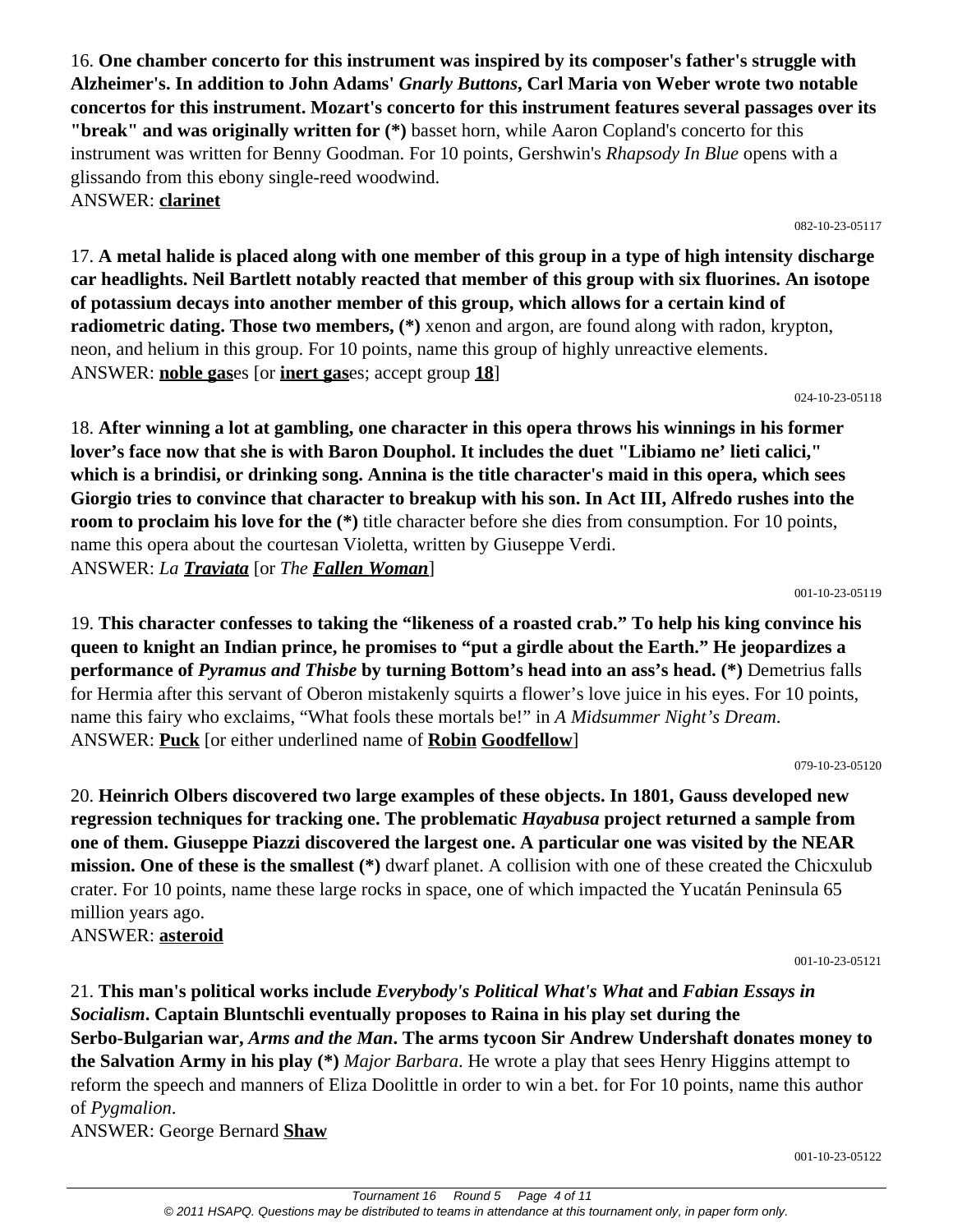16. **One chamber concerto for this instrument was inspired by its composer's father's struggle with Alzheimer's. In addition to John Adams' *Gnarly Buttons*, Carl Maria von Weber wrote two notable concertos for this instrument. Mozart's concerto for this instrument features several passages over its "break" and was originally written for (*)** basset horn, while Aaron Copland's concerto for this instrument was written for Benny Goodman. For 10 points, Gershwin's *Rhapsody In Blue* opens with a glissando from this ebony single-reed woodwind.
ANSWER: **clarinet**

082-10-23-05117

17. **A metal halide is placed along with one member of this group in a type of high intensity discharge car headlights. Neil Bartlett notably reacted that member of this group with six fluorines. An isotope of potassium decays into another member of this group, which allows for a certain kind of radiometric dating. Those two members, (*)** xenon and argon, are found along with radon, krypton, neon, and helium in this group. For 10 points, name this group of highly unreactive elements.
ANSWER: **noble gas**es [or **inert gas**es; accept group **18**]

024-10-23-05118

18. **After winning a lot at gambling, one character in this opera throws his winnings in his former lover's face now that she is with Baron Douphol. It includes the duet "Libiamo ne' lieti calici," which is a brindisi, or drinking song. Annina is the title character's maid in this opera, which sees Giorgio tries to convince that character to breakup with his son. In Act III, Alfredo rushes into the room to proclaim his love for the (*)** title character before she dies from consumption. For 10 points, name this opera about the courtesan Violetta, written by Giuseppe Verdi.
ANSWER: *La* ***Traviata*** [or *The* ***Fallen Woman***]

001-10-23-05119

19. **This character confesses to taking the "likeness of a roasted crab." To help his king convince his queen to knight an Indian prince, he promises to "put a girdle about the Earth." He jeopardizes a performance of *Pyramus and Thisbe* by turning Bottom's head into an ass's head. (*)** Demetrius falls for Hermia after this servant of Oberon mistakenly squirts a flower's love juice in his eyes. For 10 points, name this fairy who exclaims, "What fools these mortals be!" in *A Midsummer Night's Dream*.
ANSWER: **Puck** [or either underlined name of **Robin** **Goodfellow**]

079-10-23-05120

20. **Heinrich Olbers discovered two large examples of these objects. In 1801, Gauss developed new regression techniques for tracking one. The problematic *Hayabusa* project returned a sample from one of them. Giuseppe Piazzi discovered the largest one. A particular one was visited by the NEAR mission. One of these is the smallest (*)** dwarf planet. A collision with one of these created the Chicxulub crater. For 10 points, name these large rocks in space, one of which impacted the Yucatán Peninsula 65 million years ago.
ANSWER: **asteroid**

001-10-23-05121

21. **This man's political works include *Everybody's Political What's What* and *Fabian Essays in Socialism*. Captain Bluntschli eventually proposes to Raina in his play set during the Serbo-Bulgarian war, *Arms and the Man*. The arms tycoon Sir Andrew Undershaft donates money to the Salvation Army in his play (*)** *Major Barbara*. He wrote a play that sees Henry Higgins attempt to reform the speech and manners of Eliza Doolittle in order to win a bet. for For 10 points, name this author of *Pygmalion*.
ANSWER: George Bernard **Shaw**

001-10-23-05122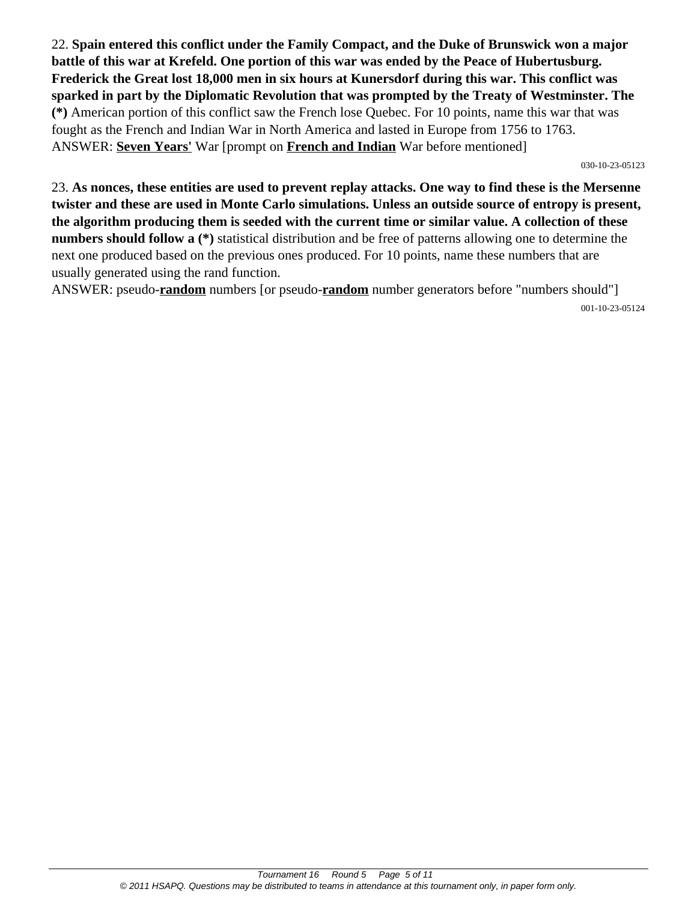22. **Spain entered this conflict under the Family Compact, and the Duke of Brunswick won a major battle of this war at Krefeld. One portion of this war was ended by the Peace of Hubertusburg. Frederick the Great lost 18,000 men in six hours at Kunersdorf during this war. This conflict was sparked in part by the Diplomatic Revolution that was prompted by the Treaty of Westminster. The (*)** American portion of this conflict saw the French lose Quebec. For 10 points, name this war that was fought as the French and Indian War in North America and lasted in Europe from 1756 to 1763.
ANSWER: **<u>Seven Years'</u>** War [prompt on **<u>French and Indian</u>** War before mentioned]

030-10-23-05123

23. **As nonces, these entities are used to prevent replay attacks. One way to find these is the Mersenne twister and these are used in Monte Carlo simulations. Unless an outside source of entropy is present, the algorithm producing them is seeded with the current time or similar value. A collection of these numbers should follow a (*)** statistical distribution and be free of patterns allowing one to determine the next one produced based on the previous ones produced. For 10 points, name these numbers that are usually generated using the rand function.
ANSWER: pseudo-**<u>random</u>** numbers [or pseudo-**<u>random</u>** number generators before "numbers should"]

001-10-23-05124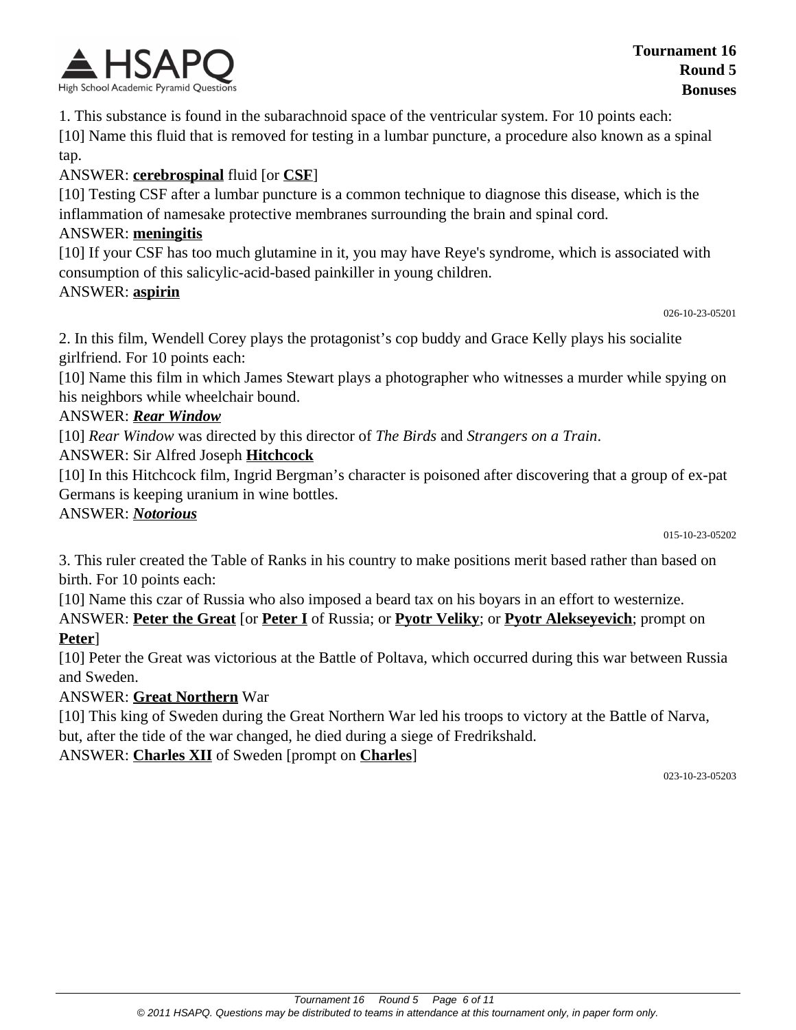**Tournament 16**
**Round 5**
**Bonuses**

1. This substance is found in the subarachnoid space of the ventricular system. For 10 points each:

[10] Name this fluid that is removed for testing in a lumbar puncture, a procedure also known as a spinal tap.

ANSWER: **cerebrospinal** fluid [or **CSF**]

[10] Testing CSF after a lumbar puncture is a common technique to diagnose this disease, which is the inflammation of namesake protective membranes surrounding the brain and spinal cord.

ANSWER: **meningitis**

[10] If your CSF has too much glutamine in it, you may have Reye's syndrome, which is associated with consumption of this salicylic-acid-based painkiller in young children.

ANSWER: **aspirin**

026-10-23-05201

2. In this film, Wendell Corey plays the protagonist's cop buddy and Grace Kelly plays his socialite girlfriend. For 10 points each:

[10] Name this film in which James Stewart plays a photographer who witnesses a murder while spying on his neighbors while wheelchair bound.

ANSWER: ***Rear Window***

[10] *Rear Window* was directed by this director of *The Birds* and *Strangers on a Train*.

ANSWER: Sir Alfred Joseph **Hitchcock**

[10] In this Hitchcock film, Ingrid Bergman's character is poisoned after discovering that a group of ex-pat Germans is keeping uranium in wine bottles.

ANSWER: ***Notorious***

015-10-23-05202

3. This ruler created the Table of Ranks in his country to make positions merit based rather than based on birth. For 10 points each:

[10] Name this czar of Russia who also imposed a beard tax on his boyars in an effort to westernize.

ANSWER: **Peter the Great** [or **Peter I** of Russia; or **Pyotr Veliky**; or **Pyotr Alekseyevich**; prompt on **Peter**]

[10] Peter the Great was victorious at the Battle of Poltava, which occurred during this war between Russia and Sweden.

ANSWER: **Great Northern** War

[10] This king of Sweden during the Great Northern War led his troops to victory at the Battle of Narva, but, after the tide of the war changed, he died during a siege of Fredrikshald.

ANSWER: **Charles XII** of Sweden [prompt on **Charles**]

023-10-23-05203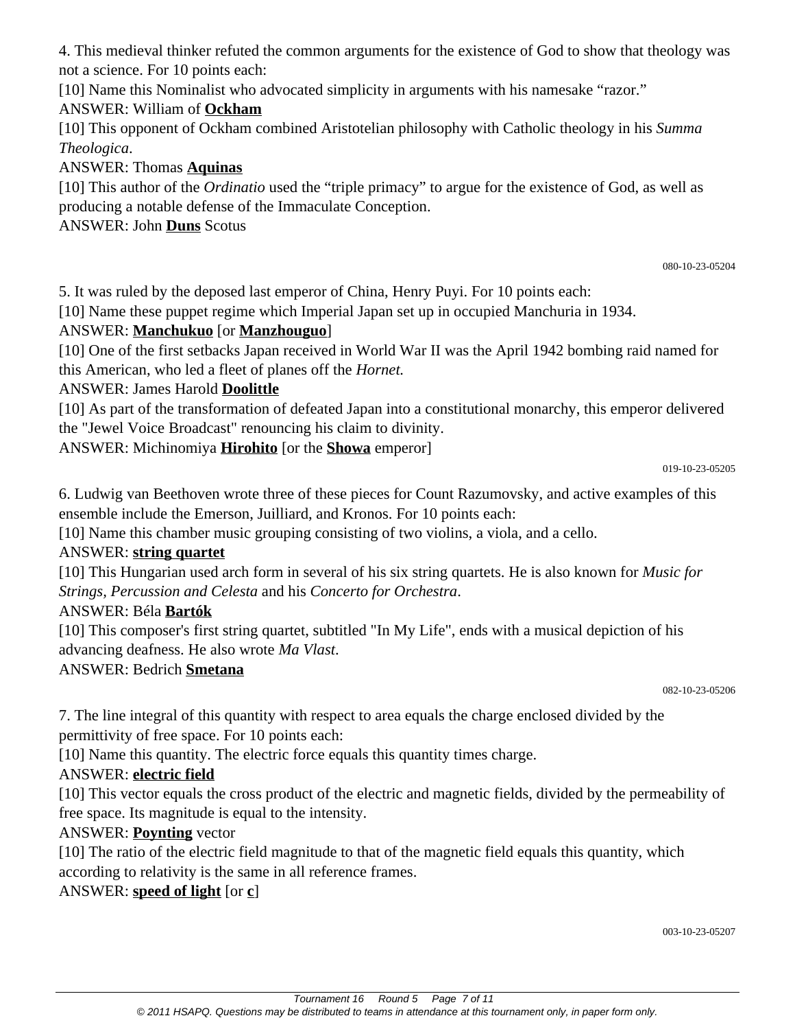4. This medieval thinker refuted the common arguments for the existence of God to show that theology was not a science. For 10 points each:

[10] Name this Nominalist who advocated simplicity in arguments with his namesake “razor.”

ANSWER: William of **Ockham**

[10] This opponent of Ockham combined Aristotelian philosophy with Catholic theology in his *Summa Theologica*.

ANSWER: Thomas **Aquinas**

[10] This author of the *Ordinatio* used the “triple primacy” to argue for the existence of God, as well as producing a notable defense of the Immaculate Conception.

ANSWER: John **Duns** Scotus

080-10-23-05204

5. It was ruled by the deposed last emperor of China, Henry Puyi. For 10 points each:

[10] Name these puppet regime which Imperial Japan set up in occupied Manchuria in 1934.

ANSWER: **Manchukuo** [or **Manzhouguo**]

[10] One of the first setbacks Japan received in World War II was the April 1942 bombing raid named for this American, who led a fleet of planes off the *Hornet.*

ANSWER: James Harold **Doolittle**

[10] As part of the transformation of defeated Japan into a constitutional monarchy, this emperor delivered the "Jewel Voice Broadcast" renouncing his claim to divinity.

ANSWER: Michinomiya **Hirohito** [or the **Showa** emperor]

019-10-23-05205

6. Ludwig van Beethoven wrote three of these pieces for Count Razumovsky, and active examples of this ensemble include the Emerson, Juilliard, and Kronos. For 10 points each:

[10] Name this chamber music grouping consisting of two violins, a viola, and a cello.

ANSWER: **string quartet**

[10] This Hungarian used arch form in several of his six string quartets. He is also known for *Music for Strings, Percussion and Celesta* and his *Concerto for Orchestra*.

ANSWER: Béla **Bartók**

[10] This composer's first string quartet, subtitled "In My Life", ends with a musical depiction of his advancing deafness. He also wrote *Ma Vlast*.

ANSWER: Bedrich **Smetana**

082-10-23-05206

7. The line integral of this quantity with respect to area equals the charge enclosed divided by the permittivity of free space. For 10 points each:

[10] Name this quantity. The electric force equals this quantity times charge.

ANSWER: **electric field**

[10] This vector equals the cross product of the electric and magnetic fields, divided by the permeability of free space. Its magnitude is equal to the intensity.

ANSWER: **Poynting** vector

[10] The ratio of the electric field magnitude to that of the magnetic field equals this quantity, which according to relativity is the same in all reference frames.

ANSWER: **speed of light** [or **c**]

003-10-23-05207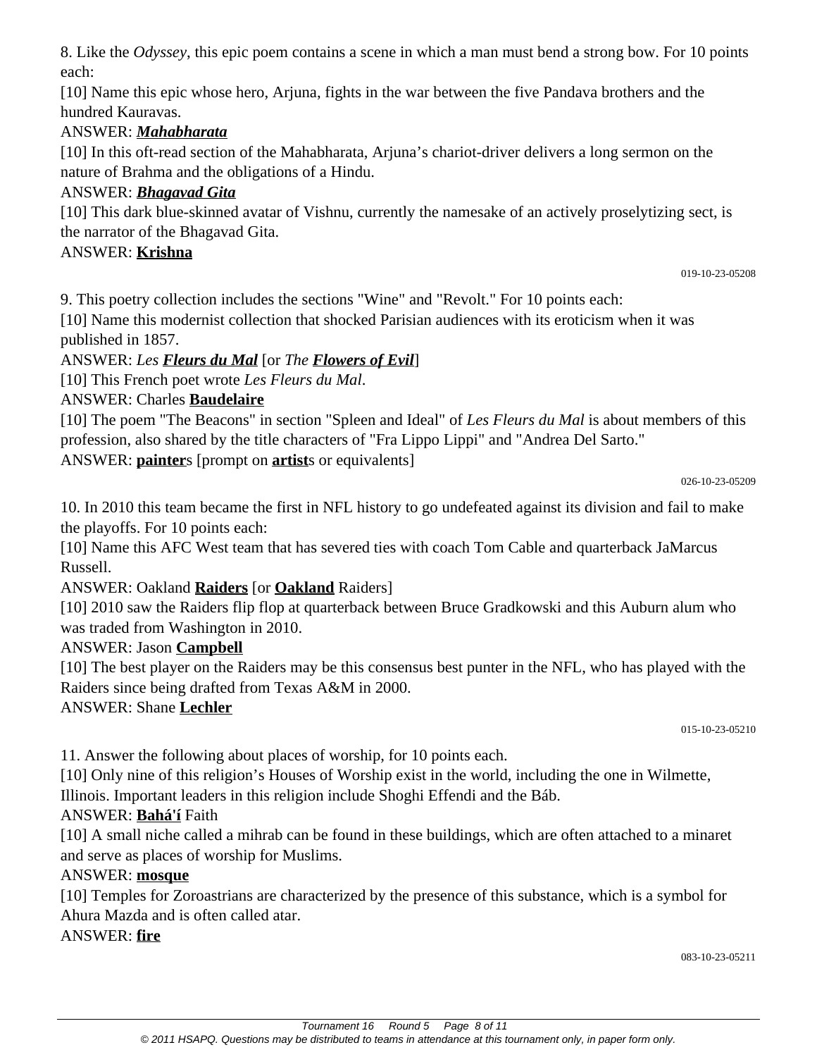8. Like the *Odyssey*, this epic poem contains a scene in which a man must bend a strong bow. For 10 points each:

[10] Name this epic whose hero, Arjuna, fights in the war between the five Pandava brothers and the hundred Kauravas.

ANSWER: ***Mahabharata***

[10] In this oft-read section of the Mahabharata, Arjuna's chariot-driver delivers a long sermon on the nature of Brahma and the obligations of a Hindu.

ANSWER: ***Bhagavad Gita***

[10] This dark blue-skinned avatar of Vishnu, currently the namesake of an actively proselytizing sect, is the narrator of the Bhagavad Gita.

ANSWER: **Krishna**

019-10-23-05208

9. This poetry collection includes the sections "Wine" and "Revolt." For 10 points each:

[10] Name this modernist collection that shocked Parisian audiences with its eroticism when it was published in 1857.

ANSWER: *Les **Fleurs du Mal*** [or *The **Flowers of Evil***]

[10] This French poet wrote *Les Fleurs du Mal*.

ANSWER: Charles **Baudelaire**

[10] The poem "The Beacons" in section "Spleen and Ideal" of *Les Fleurs du Mal* is about members of this profession, also shared by the title characters of "Fra Lippo Lippi" and "Andrea Del Sarto."

ANSWER: **painter**s [prompt on **artist**s or equivalents]

026-10-23-05209

10. In 2010 this team became the first in NFL history to go undefeated against its division and fail to make the playoffs. For 10 points each:

[10] Name this AFC West team that has severed ties with coach Tom Cable and quarterback JaMarcus Russell.

ANSWER: Oakland **Raiders** [or **Oakland** Raiders]

[10] 2010 saw the Raiders flip flop at quarterback between Bruce Gradkowski and this Auburn alum who was traded from Washington in 2010.

ANSWER: Jason **Campbell**

[10] The best player on the Raiders may be this consensus best punter in the NFL, who has played with the Raiders since being drafted from Texas A&M in 2000.

ANSWER: Shane **Lechler**

015-10-23-05210

11. Answer the following about places of worship, for 10 points each.

[10] Only nine of this religion's Houses of Worship exist in the world, including the one in Wilmette, Illinois. Important leaders in this religion include Shoghi Effendi and the Báb.

ANSWER: **Bahá'í** Faith

[10] A small niche called a mihrab can be found in these buildings, which are often attached to a minaret and serve as places of worship for Muslims.

ANSWER: **mosque**

[10] Temples for Zoroastrians are characterized by the presence of this substance, which is a symbol for Ahura Mazda and is often called atar.

ANSWER: **fire**

083-10-23-05211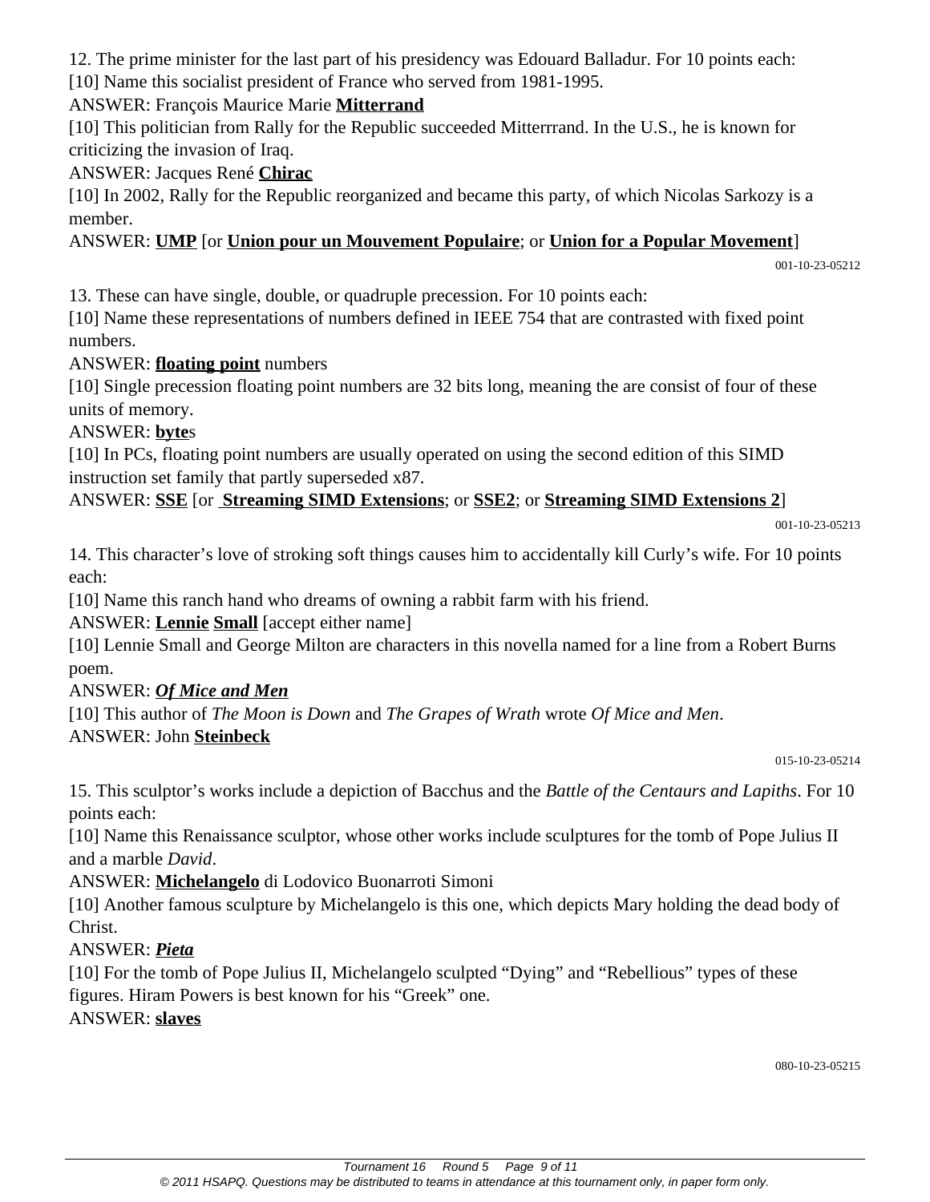12. The prime minister for the last part of his presidency was Edouard Balladur. For 10 points each:

[10] Name this socialist president of France who served from 1981-1995.

ANSWER: François Maurice Marie **Mitterrand**

[10] This politician from Rally for the Republic succeeded Mitterrrand. In the U.S., he is known for criticizing the invasion of Iraq.

ANSWER: Jacques René **Chirac**

[10] In 2002, Rally for the Republic reorganized and became this party, of which Nicolas Sarkozy is a member.

ANSWER: **UMP** [or **Union pour un Mouvement Populaire**; or **Union for a Popular Movement**]

001-10-23-05212

13. These can have single, double, or quadruple precession. For 10 points each:

[10] Name these representations of numbers defined in IEEE 754 that are contrasted with fixed point numbers.

ANSWER: **floating point** numbers

[10] Single precession floating point numbers are 32 bits long, meaning the are consist of four of these units of memory.

ANSWER: **byte**s

[10] In PCs, floating point numbers are usually operated on using the second edition of this SIMD instruction set family that partly superseded x87.

ANSWER: **SSE** [or **Streaming SIMD Extensions**; or **SSE2**; or **Streaming SIMD Extensions 2**]

001-10-23-05213

14. This character's love of stroking soft things causes him to accidentally kill Curly's wife. For 10 points each:

[10] Name this ranch hand who dreams of owning a rabbit farm with his friend.

ANSWER: **Lennie** **Small** [accept either name]

[10] Lennie Small and George Milton are characters in this novella named for a line from a Robert Burns poem.

ANSWER: ***Of Mice and Men***

[10] This author of *The Moon is Down* and *The Grapes of Wrath* wrote *Of Mice and Men*.

ANSWER: John **Steinbeck**

015-10-23-05214

15. This sculptor's works include a depiction of Bacchus and the *Battle of the Centaurs and Lapiths*. For 10 points each:

[10] Name this Renaissance sculptor, whose other works include sculptures for the tomb of Pope Julius II and a marble *David*.

ANSWER: **Michelangelo** di Lodovico Buonarroti Simoni

[10] Another famous sculpture by Michelangelo is this one, which depicts Mary holding the dead body of Christ.

ANSWER: ***Pieta***

[10] For the tomb of Pope Julius II, Michelangelo sculpted "Dying" and "Rebellious" types of these figures. Hiram Powers is best known for his "Greek" one.

ANSWER: **slaves**

080-10-23-05215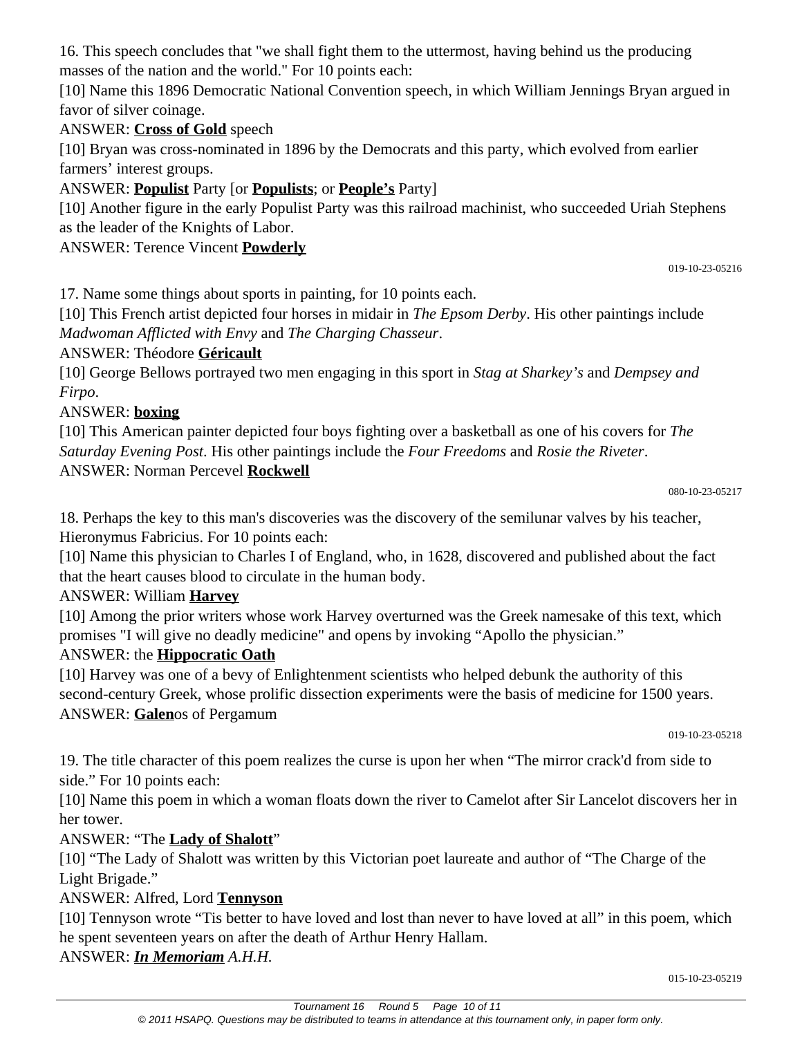16. This speech concludes that "we shall fight them to the uttermost, having behind us the producing masses of the nation and the world." For 10 points each:

[10] Name this 1896 Democratic National Convention speech, in which William Jennings Bryan argued in favor of silver coinage.

ANSWER: **Cross of Gold** speech

[10] Bryan was cross-nominated in 1896 by the Democrats and this party, which evolved from earlier farmers' interest groups.

ANSWER: **Populist** Party [or **Populists**; or **People's** Party]

[10] Another figure in the early Populist Party was this railroad machinist, who succeeded Uriah Stephens as the leader of the Knights of Labor.

ANSWER: Terence Vincent **Powderly**

019-10-23-05216

17. Name some things about sports in painting, for 10 points each.

[10] This French artist depicted four horses in midair in *The Epsom Derby*. His other paintings include *Madwoman Afflicted with Envy* and *The Charging Chasseur*.

ANSWER: Théodore **Géricault**

[10] George Bellows portrayed two men engaging in this sport in *Stag at Sharkey's* and *Dempsey and Firpo*.

ANSWER: **boxing**

[10] This American painter depicted four boys fighting over a basketball as one of his covers for *The Saturday Evening Post*. His other paintings include the *Four Freedoms* and *Rosie the Riveter*.

ANSWER: Norman Percevel **Rockwell**

080-10-23-05217

18. Perhaps the key to this man's discoveries was the discovery of the semilunar valves by his teacher, Hieronymus Fabricius. For 10 points each:

[10] Name this physician to Charles I of England, who, in 1628, discovered and published about the fact that the heart causes blood to circulate in the human body.

ANSWER: William **Harvey**

[10] Among the prior writers whose work Harvey overturned was the Greek namesake of this text, which promises "I will give no deadly medicine" and opens by invoking "Apollo the physician."

ANSWER: the **Hippocratic Oath**

[10] Harvey was one of a bevy of Enlightenment scientists who helped debunk the authority of this second-century Greek, whose prolific dissection experiments were the basis of medicine for 1500 years.

ANSWER: **Galen**os of Pergamum

019-10-23-05218

19. The title character of this poem realizes the curse is upon her when "The mirror crack'd from side to side." For 10 points each:

[10] Name this poem in which a woman floats down the river to Camelot after Sir Lancelot discovers her in her tower.

ANSWER: "The **Lady of Shalott**"

[10] "The Lady of Shalott was written by this Victorian poet laureate and author of "The Charge of the Light Brigade."

ANSWER: Alfred, Lord **Tennyson**

[10] Tennyson wrote "Tis better to have loved and lost than never to have loved at all" in this poem, which he spent seventeen years on after the death of Arthur Henry Hallam.

ANSWER: ***In Memoriam*** *A.H.H.*

015-10-23-05219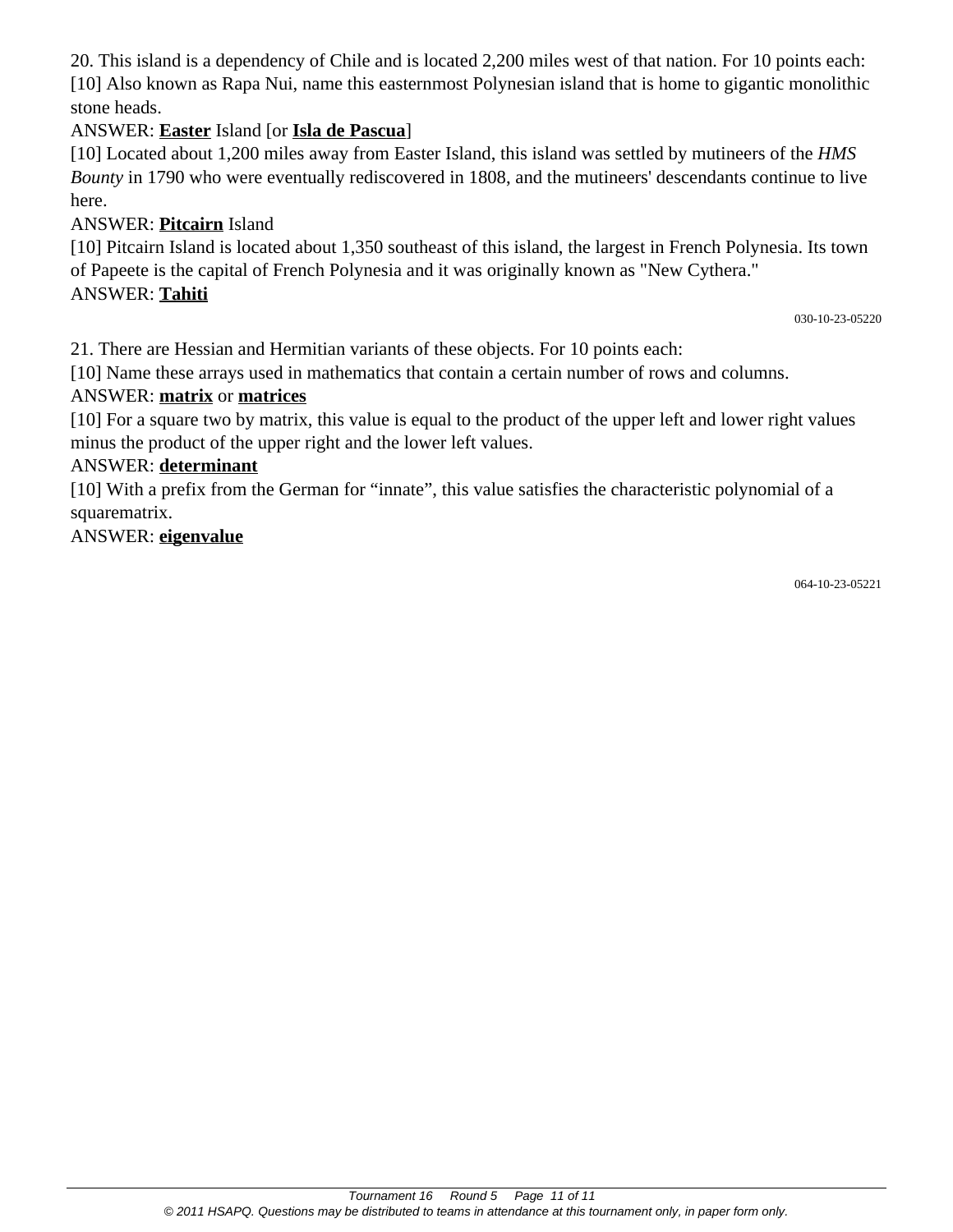20. This island is a dependency of Chile and is located 2,200 miles west of that nation. For 10 points each:

[10] Also known as Rapa Nui, name this easternmost Polynesian island that is home to gigantic monolithic stone heads.

ANSWER: **Easter** Island [or **Isla de Pascua**]

[10] Located about 1,200 miles away from Easter Island, this island was settled by mutineers of the *HMS Bounty* in 1790 who were eventually rediscovered in 1808, and the mutineers' descendants continue to live here.

ANSWER: **Pitcairn** Island

[10] Pitcairn Island is located about 1,350 southeast of this island, the largest in French Polynesia. Its town of Papeete is the capital of French Polynesia and it was originally known as "New Cythera."

ANSWER: **Tahiti**

030-10-23-05220

21. There are Hessian and Hermitian variants of these objects. For 10 points each:

[10] Name these arrays used in mathematics that contain a certain number of rows and columns.

ANSWER: **matrix** or **matrices**

[10] For a square two by matrix, this value is equal to the product of the upper left and lower right values minus the product of the upper right and the lower left values.

ANSWER: **determinant**

[10] With a prefix from the German for "innate", this value satisfies the characteristic polynomial of a squarematrix.

ANSWER: **eigenvalue**

064-10-23-05221